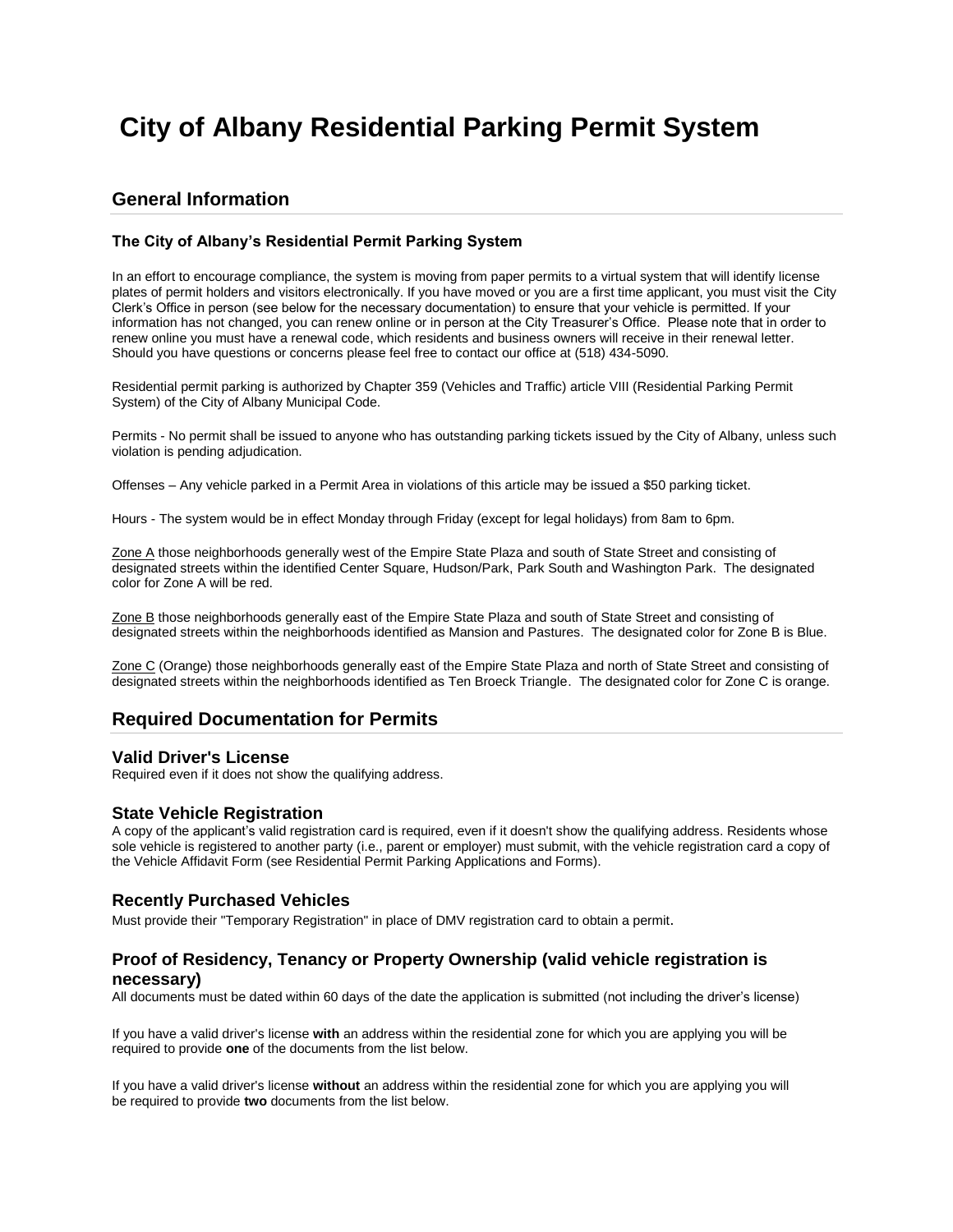# City of Albany Residential Parking Permit System

## General Information

### The City of Albany's Residential Permit Parking System

In an effort to encourage compliance, the system is moving from paper permits to a virtual system that will identify license plates of permit holders and visitors electronically. If you have moved or you are a first time applicant, you must visit the City Clerk's Office in person (see below for the necessary documentation) to ensure that your vehicle is permitted. If your information has not changed, you can renew online or in person at the City Treasurer's Office. Please note that in order to renew online you must have a renewal code, which residents and business owners will receive in their renewal letter. Should you have questions or concerns please feel free to contact our office at (518) 434-5090.

Residential permit parking is authorized by Chapter 359 (Vehicles and Traffic) article VIII (Residential Parking Permit System) of the City of Albany Municipal Code.

Permits - No permit shall be issued to anyone who has outstanding parking tickets issued by the City of Albany, unless such violation is pending adjudication.

Offenses – Any vehicle parked in a Permit Area in violations of this article may be issued a $50 parking ticket.

Hours - The system would be in effect Monday through Friday (except for legal holidays) from 8am to 6pm.

Zone A those neighborhoods generally west of the Empire State Plaza and south of State Street and consisting of designated streets within the identified Center Square, Hudson/Park, Park South and Washington Park. The designated color for Zone A will be red.

Zone B those neighborhoods generally east of the Empire State Plaza and south of State Street and consisting of designated streets within the neighborhoods identified as Mansion and Pastures. The designated color for Zone B is Blue.

Zone C (Orange) those neighborhoods generally east of the Empire State Plaza and north of State Street and consisting of designated streets within the neighborhoods identified as Ten Broeck Triangle. The designated color for Zone C is orange.

## Required Documentation for Permits

### Valid Driver's License

Required even if it does not show the qualifying address.

### State Vehicle Registration

A copy of the applicant's valid registration card is required, even if it doesn't show the qualifying address. Residents whose sole vehicle is registered to another party (i.e., parent or employer) must submit, with the vehicle registration card a copy of the Vehicle Affidavit Form (see Residential Permit Parking Applications and Forms).

### Recently Purchased Vehicles

Must provide their "Temporary Registration" in place of DMV registration card to obtain a permit.

### Proof of Residency, Tenancy or Property Ownership (valid vehicle registration is necessary)

All documents must be dated within 60 days of the date the application is submitted (not including the driver's license)

If you have a valid driver's license **with** an address within the residential zone for which you are applying you will be required to provide **one** of the documents from the list below.

If you have a valid driver's license **without** an address within the residential zone for which you are applying you will be required to provide **two** documents from the list below.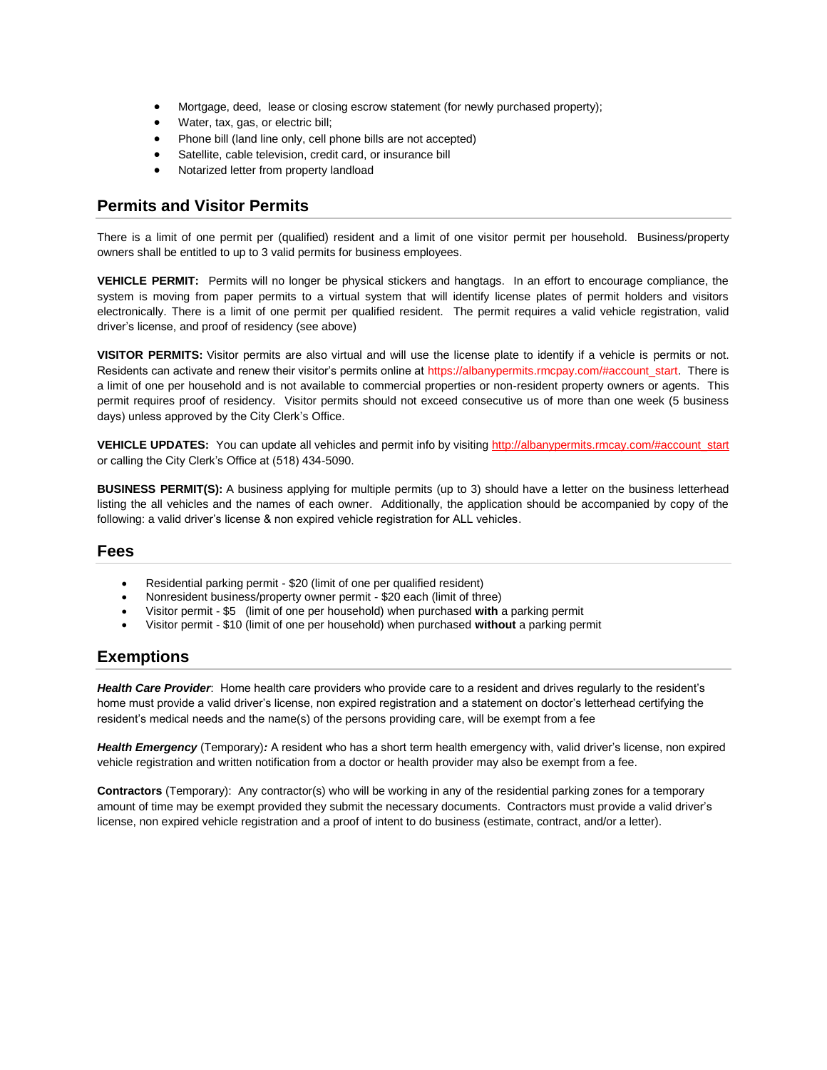- Mortgage, deed, lease or closing escrow statement (for newly purchased property);
- Water, tax, gas, or electric bill;
- Phone bill (land line only, cell phone bills are not accepted)
- Satellite, cable television, credit card, or insurance bill
- Notarized letter from property landlord

## Permits and Visitor Permits

There is a limit of one permit per (qualified) resident and a limit of one visitor permit per household. Business/property owners shall be entitled to up to 3 valid permits for business employees.

**VEHICLE PERMIT:** Permits will no longer be physical stickers and hangtags. In an effort to encourage compliance, the system is moving from paper permits to a virtual system that will identify license plates of permit holders and visitors electronically. There is a limit of one permit per qualified resident. The permit requires a valid vehicle registration, valid driver's license, and proof of residency (see above)

**VISITOR PERMITS:** Visitor permits are also virtual and will use the license plate to identify if a vehicle is permits or not. Residents can activate and renew their visitor's permits online at https://albanypermits.rmcpay.com/#account_start. There is a limit of one per household and is not available to commercial properties or non-resident property owners or agents. This permit requires proof of residency. Visitor permits should not exceed consecutive us of more than one week (5 business days) unless approved by the City Clerk's Office.

**VEHICLE UPDATES:** You can update all vehicles and permit info by visiting http://albanypermits.rmcay.com/#account_start or calling the City Clerk's Office at (518) 434-5090.

**BUSINESS PERMIT(S):** A business applying for multiple permits (up to 3) should have a letter on the business letterhead listing the all vehicles and the names of each owner. Additionally, the application should be accompanied by copy of the following: a valid driver's license & non expired vehicle registration for ALL vehicles.

## Fees

- Residential parking permit - $20 (limit of one per qualified resident)
- Nonresident business/property owner permit - $20 each (limit of three)
- Visitor permit - $5 (limit of one per household) when purchased **with** a parking permit
- Visitor permit - $10 (limit of one per household) when purchased **without** a parking permit

## Exemptions

***Health Care Provider***: Home health care providers who provide care to a resident and drives regularly to the resident's home must provide a valid driver's license, non expired registration and a statement on doctor's letterhead certifying the resident's medical needs and the name(s) of the persons providing care, will be exempt from a fee

***Health Emergency*** (Temporary)***:*** A resident who has a short term health emergency with, valid driver's license, non expired vehicle registration and written notification from a doctor or health provider may also be exempt from a fee.

**Contractors** (Temporary): Any contractor(s) who will be working in any of the residential parking zones for a temporary amount of time may be exempt provided they submit the necessary documents. Contractors must provide a valid driver's license, non expired vehicle registration and a proof of intent to do business (estimate, contract, and/or a letter).